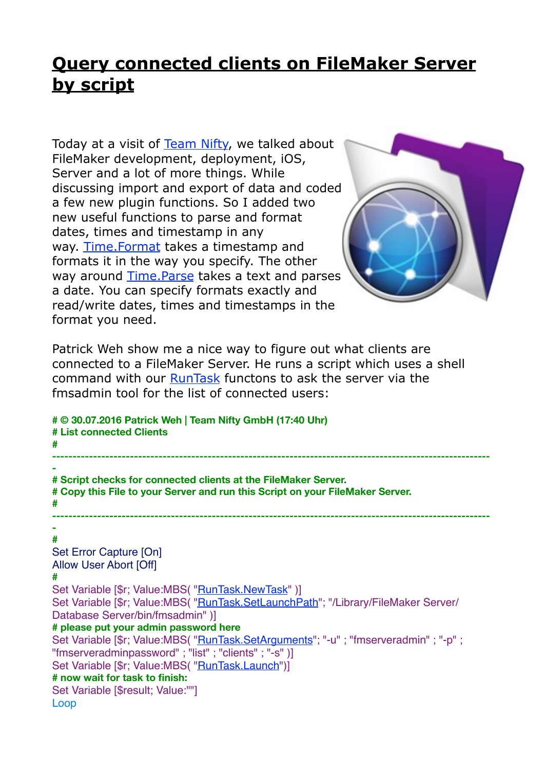# Query connected clients on FileMaker Server by script

Today at a visit of Team Nifty, we talked about FileMaker development, deployment, iOS, Server and a lot of more things. While discussing import and export of data and coded a few new plugin functions. So I added two new useful functions to parse and format dates, times and timestamp in any way. Time.Format takes a timestamp and formats it in the way you specify. The other way around Time.Parse takes a text and parses a date. You can specify formats exactly and read/write dates, times and timestamps in the format you need.

Patrick Weh show me a nice way to figure out what clients are connected to a FileMaker Server. He runs a script which uses a shell command with our RunTask functons to ask the server via the fmsadmin tool for the list of connected users:

```
# © 30.07.2016 Patrick Weh | Team Nifty GmbH (17:40 Uhr)
# List connected Clients
#
-----------------------------------------------------------------------------------------------------------
-
# Script checks for connected clients at the FileMaker Server.
# Copy this File to your Server and run this Script on your FileMaker Server.
#
-----------------------------------------------------------------------------------------------------------
-
#
Set Error Capture [On]
Allow User Abort [Off]
#
Set Variable [$r; Value:MBS( "RunTask.NewTask" )]
Set Variable [$r; Value:MBS( "RunTask.SetLaunchPath"; "/Library/FileMaker Server/
Database Server/bin/fmsadmin" )]
# please put your admin password here
Set Variable [$r; Value:MBS( "RunTask.SetArguments"; "-u" ; "fmserveradmin" ; "-p" ;
"fmserveradminpassword" ; "list" ; "clients" ; "-s" )]
Set Variable [$r; Value:MBS( "RunTask.Launch")]
# now wait for task to finish:
Set Variable [$result; Value:""]
Loop
```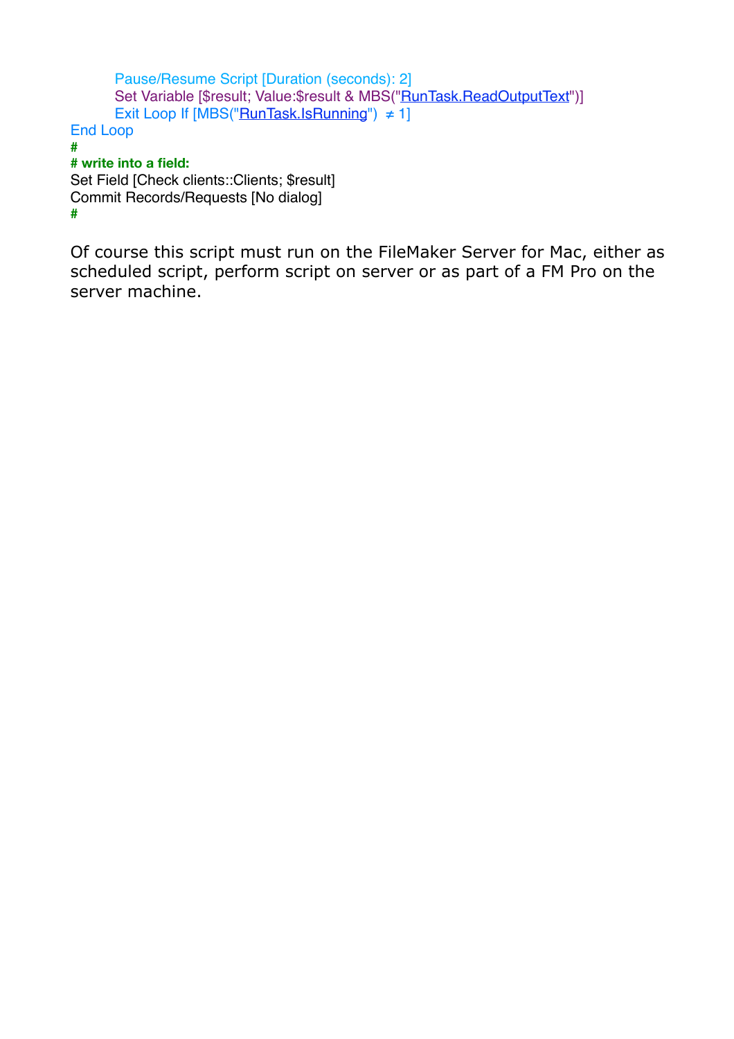```
	Pause/Resume Script [Duration (seconds): 2]
	Set Variable [$result; Value:$result & MBS("RunTask.ReadOutputText")]
	Exit Loop If [MBS("RunTask.IsRunning")  ≠ 1]
End Loop
#
# write into a field:
Set Field [Check clients::Clients; $result]
Commit Records/Requests [No dialog]
#
```

Of course this script must run on the FileMaker Server for Mac, either as scheduled script, perform script on server or as part of a FM Pro on the server machine.